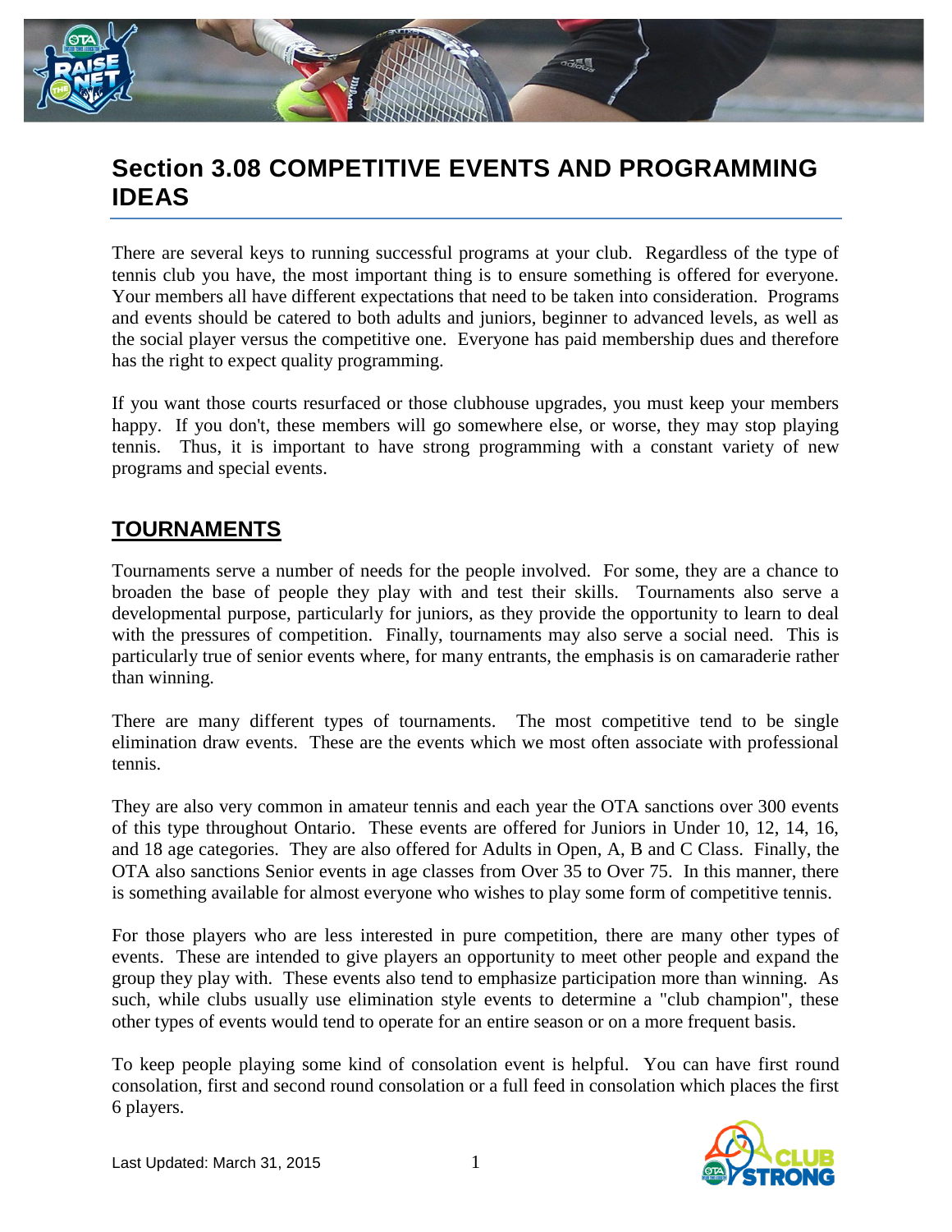# Section 3.08 COMPETITIVE EVENTS AND PROGRAMMING IDEAS

There are several keys to running successful programs at your club. Regardless of the type of tennis club you have, the most important thing is to ensure something is offered for everyone. Your members all have different expectations that need to be taken into consideration. Programs and events should be catered to both adults and juniors, beginner to advanced levels, as well as the social player versus the competitive one. Everyone has paid membership dues and therefore has the right to expect quality programming.

If you want those courts resurfaced or those clubhouse upgrades, you must keep your members happy. If you don't, these members will go somewhere else, or worse, they may stop playing tennis. Thus, it is important to have strong programming with a constant variety of new programs and special events.

## TOURNAMENTS

Tournaments serve a number of needs for the people involved. For some, they are a chance to broaden the base of people they play with and test their skills. Tournaments also serve a developmental purpose, particularly for juniors, as they provide the opportunity to learn to deal with the pressures of competition. Finally, tournaments may also serve a social need. This is particularly true of senior events where, for many entrants, the emphasis is on camaraderie rather than winning.

There are many different types of tournaments. The most competitive tend to be single elimination draw events. These are the events which we most often associate with professional tennis.

They are also very common in amateur tennis and each year the OTA sanctions over 300 events of this type throughout Ontario. These events are offered for Juniors in Under 10, 12, 14, 16, and 18 age categories. They are also offered for Adults in Open, A, B and C Class. Finally, the OTA also sanctions Senior events in age classes from Over 35 to Over 75. In this manner, there is something available for almost everyone who wishes to play some form of competitive tennis.

For those players who are less interested in pure competition, there are many other types of events. These are intended to give players an opportunity to meet other people and expand the group they play with. These events also tend to emphasize participation more than winning. As such, while clubs usually use elimination style events to determine a "club champion", these other types of events would tend to operate for an entire season or on a more frequent basis.

To keep people playing some kind of consolation event is helpful. You can have first round consolation, first and second round consolation or a full feed in consolation which places the first 6 players.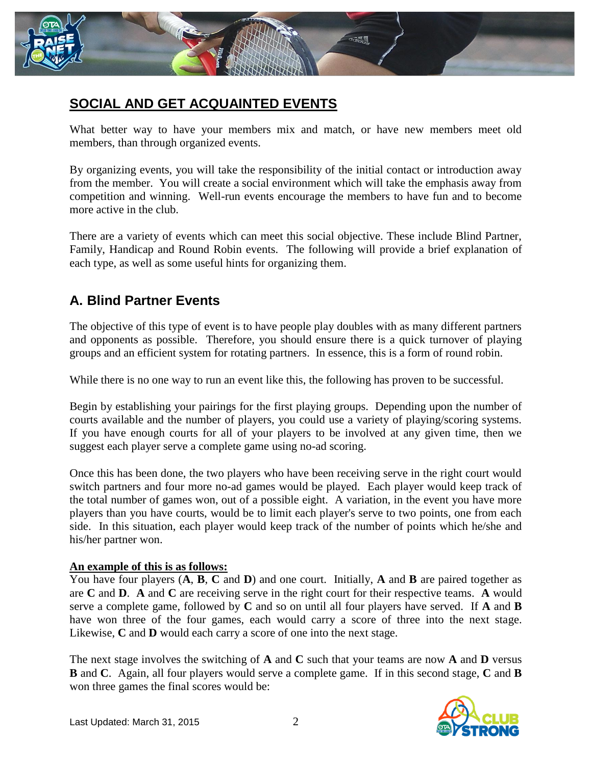## SOCIAL AND GET ACQUAINTED EVENTS

What better way to have your members mix and match, or have new members meet old members, than through organized events.

By organizing events, you will take the responsibility of the initial contact or introduction away from the member. You will create a social environment which will take the emphasis away from competition and winning. Well-run events encourage the members to have fun and to become more active in the club.

There are a variety of events which can meet this social objective. These include Blind Partner, Family, Handicap and Round Robin events. The following will provide a brief explanation of each type, as well as some useful hints for organizing them.

### A. Blind Partner Events

The objective of this type of event is to have people play doubles with as many different partners and opponents as possible. Therefore, you should ensure there is a quick turnover of playing groups and an efficient system for rotating partners. In essence, this is a form of round robin.

While there is no one way to run an event like this, the following has proven to be successful.

Begin by establishing your pairings for the first playing groups. Depending upon the number of courts available and the number of players, you could use a variety of playing/scoring systems. If you have enough courts for all of your players to be involved at any given time, then we suggest each player serve a complete game using no-ad scoring.

Once this has been done, the two players who have been receiving serve in the right court would switch partners and four more no-ad games would be played. Each player would keep track of the total number of games won, out of a possible eight. A variation, in the event you have more players than you have courts, would be to limit each player's serve to two points, one from each side. In this situation, each player would keep track of the number of points which he/she and his/her partner won.

**An example of this is as follows:**
You have four players (**A**, **B**, **C** and **D**) and one court. Initially, **A** and **B** are paired together as are **C** and **D**. **A** and **C** are receiving serve in the right court for their respective teams. **A** would serve a complete game, followed by **C** and so on until all four players have served. If **A** and **B** have won three of the four games, each would carry a score of three into the next stage. Likewise, **C** and **D** would each carry a score of one into the next stage.

The next stage involves the switching of **A** and **C** such that your teams are now **A** and **D** versus **B** and **C**. Again, all four players would serve a complete game. If in this second stage, **C** and **B** won three games the final scores would be: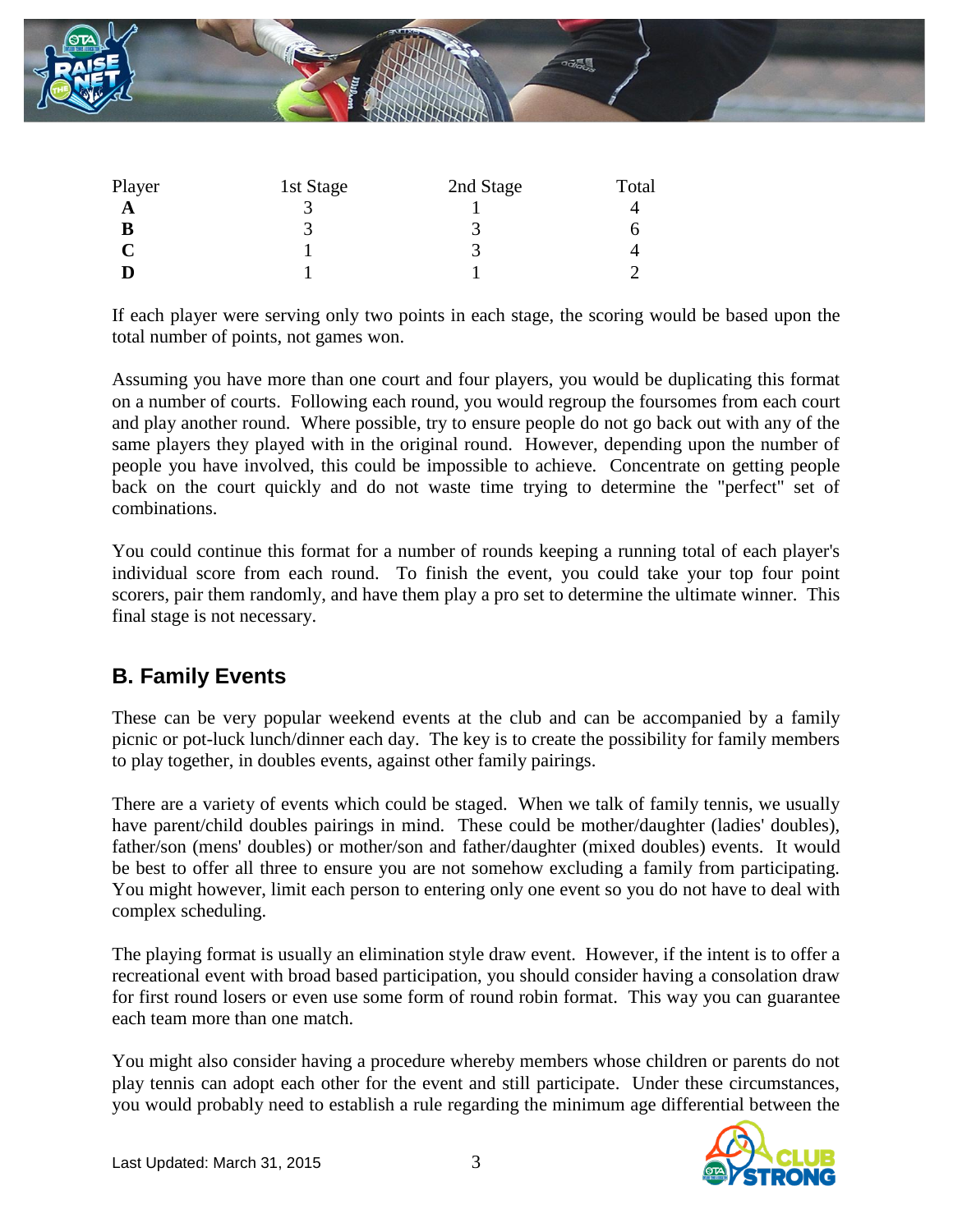| Player | 1st Stage | 2nd Stage | Total |
|---|---|---|---|
| **A** | 3 | 1 | 4 |
| **B** | 3 | 3 | 6 |
| **C** | 1 | 3 | 4 |
| **D** | 1 | 1 | 2 |

If each player were serving only two points in each stage, the scoring would be based upon the total number of points, not games won.

Assuming you have more than one court and four players, you would be duplicating this format on a number of courts. Following each round, you would regroup the foursomes from each court and play another round. Where possible, try to ensure people do not go back out with any of the same players they played with in the original round. However, depending upon the number of people you have involved, this could be impossible to achieve. Concentrate on getting people back on the court quickly and do not waste time trying to determine the "perfect" set of combinations.

You could continue this format for a number of rounds keeping a running total of each player's individual score from each round. To finish the event, you could take your top four point scorers, pair them randomly, and have them play a pro set to determine the ultimate winner. This final stage is not necessary.

## B. Family Events

These can be very popular weekend events at the club and can be accompanied by a family picnic or pot-luck lunch/dinner each day. The key is to create the possibility for family members to play together, in doubles events, against other family pairings.

There are a variety of events which could be staged. When we talk of family tennis, we usually have parent/child doubles pairings in mind. These could be mother/daughter (ladies' doubles), father/son (mens' doubles) or mother/son and father/daughter (mixed doubles) events. It would be best to offer all three to ensure you are not somehow excluding a family from participating. You might however, limit each person to entering only one event so you do not have to deal with complex scheduling.

The playing format is usually an elimination style draw event. However, if the intent is to offer a recreational event with broad based participation, you should consider having a consolation draw for first round losers or even use some form of round robin format. This way you can guarantee each team more than one match.

You might also consider having a procedure whereby members whose children or parents do not play tennis can adopt each other for the event and still participate. Under these circumstances, you would probably need to establish a rule regarding the minimum age differential between the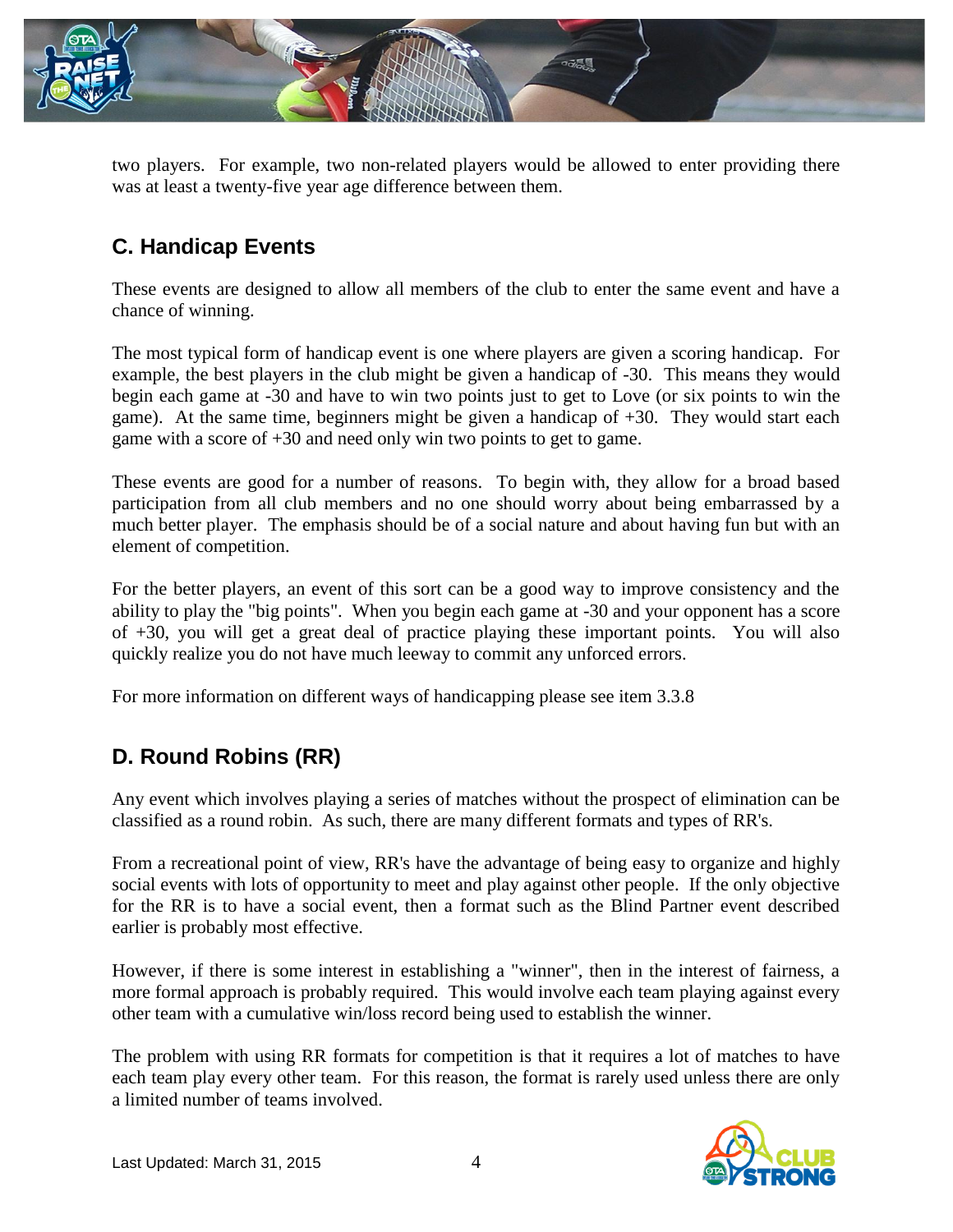two players. For example, two non-related players would be allowed to enter providing there was at least a twenty-five year age difference between them.

## C. Handicap Events

These events are designed to allow all members of the club to enter the same event and have a chance of winning.

The most typical form of handicap event is one where players are given a scoring handicap. For example, the best players in the club might be given a handicap of -30. This means they would begin each game at -30 and have to win two points just to get to Love (or six points to win the game). At the same time, beginners might be given a handicap of +30. They would start each game with a score of +30 and need only win two points to get to game.

These events are good for a number of reasons. To begin with, they allow for a broad based participation from all club members and no one should worry about being embarrassed by a much better player. The emphasis should be of a social nature and about having fun but with an element of competition.

For the better players, an event of this sort can be a good way to improve consistency and the ability to play the "big points". When you begin each game at -30 and your opponent has a score of +30, you will get a great deal of practice playing these important points. You will also quickly realize you do not have much leeway to commit any unforced errors.

For more information on different ways of handicapping please see item 3.3.8

## D. Round Robins (RR)

Any event which involves playing a series of matches without the prospect of elimination can be classified as a round robin. As such, there are many different formats and types of RR's.

From a recreational point of view, RR's have the advantage of being easy to organize and highly social events with lots of opportunity to meet and play against other people. If the only objective for the RR is to have a social event, then a format such as the Blind Partner event described earlier is probably most effective.

However, if there is some interest in establishing a "winner", then in the interest of fairness, a more formal approach is probably required. This would involve each team playing against every other team with a cumulative win/loss record being used to establish the winner.

The problem with using RR formats for competition is that it requires a lot of matches to have each team play every other team. For this reason, the format is rarely used unless there are only a limited number of teams involved.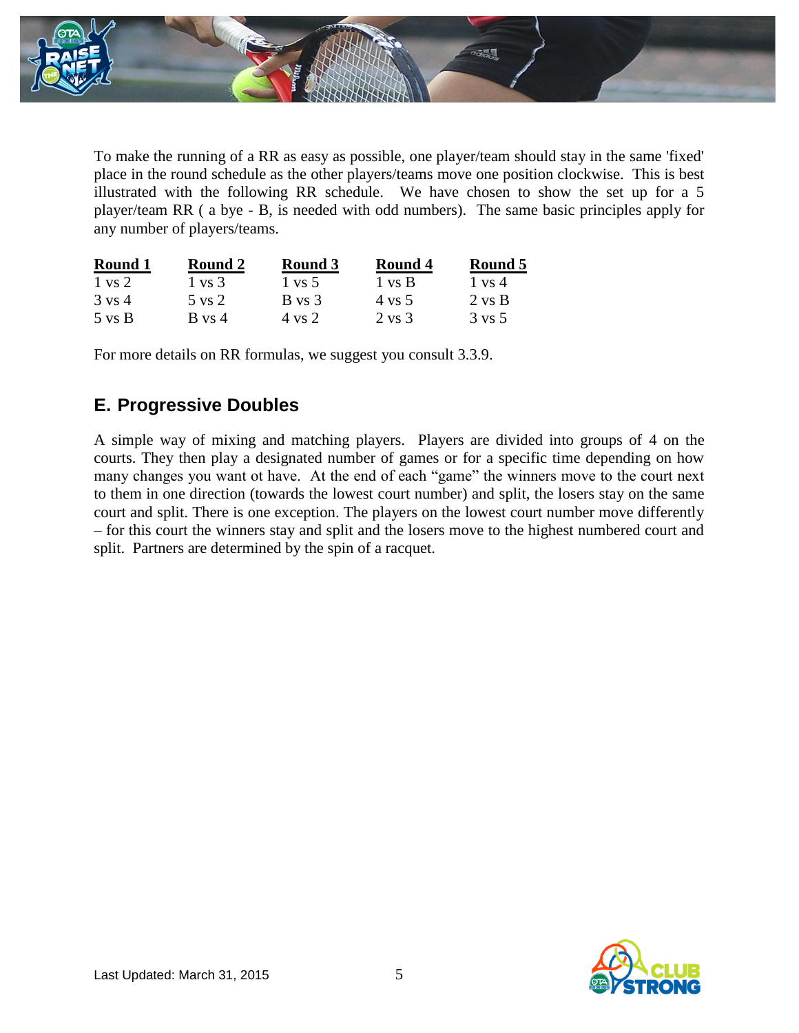To make the running of a RR as easy as possible, one player/team should stay in the same 'fixed' place in the round schedule as the other players/teams move one position clockwise. This is best illustrated with the following RR schedule. We have chosen to show the set up for a 5 player/team RR ( a bye - B, is needed with odd numbers). The same basic principles apply for any number of players/teams.

| Round 1 | Round 2 | Round 3 | Round 4 | Round 5 |
|---|---|---|---|---|
| 1 vs 2 | 1 vs 3 | 1 vs 5 | 1 vs B | 1 vs 4 |
| 3 vs 4 | 5 vs 2 | B vs 3 | 4 vs 5 | 2 vs B |
| 5 vs B | B vs 4 | 4 vs 2 | 2 vs 3 | 3 vs 5 |

For more details on RR formulas, we suggest you consult 3.3.9.

## E. Progressive Doubles

A simple way of mixing and matching players. Players are divided into groups of 4 on the courts. They then play a designated number of games or for a specific time depending on how many changes you want ot have. At the end of each "game" the winners move to the court next to them in one direction (towards the lowest court number) and split, the losers stay on the same court and split. There is one exception. The players on the lowest court number move differently – for this court the winners stay and split and the losers move to the highest numbered court and split. Partners are determined by the spin of a racquet.